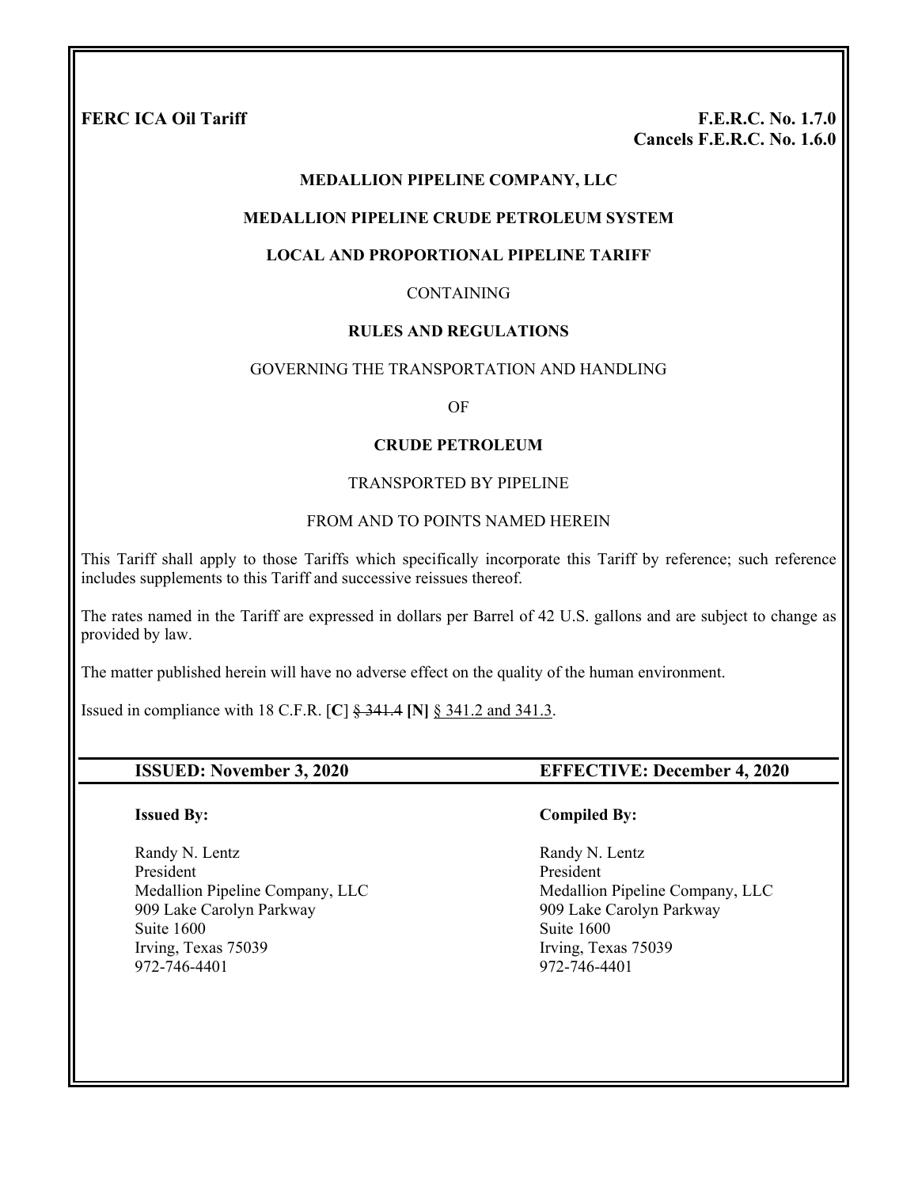**FERC ICA Oil Tariff**

**F.E.R.C. No. 1.7.0**
**Cancels F.E.R.C. No. 1.6.0**

**MEDALLION PIPELINE COMPANY, LLC**

**MEDALLION PIPELINE CRUDE PETROLEUM SYSTEM**

**LOCAL AND PROPORTIONAL PIPELINE TARIFF**

CONTAINING

**RULES AND REGULATIONS**

GOVERNING THE TRANSPORTATION AND HANDLING

OF

**CRUDE PETROLEUM**

TRANSPORTED BY PIPELINE

FROM AND TO POINTS NAMED HEREIN

This Tariff shall apply to those Tariffs which specifically incorporate this Tariff by reference; such reference includes supplements to this Tariff and successive reissues thereof.

The rates named in the Tariff are expressed in dollars per Barrel of 42 U.S. gallons and are subject to change as provided by law.

The matter published herein will have no adverse effect on the quality of the human environment.

Issued in compliance with 18 C.F.R. [**C**] ~~§ 341.4~~ **[N]** § 341.2 and 341.3.

**ISSUED: November 3, 2020**

**EFFECTIVE: December 4, 2020**

**Issued By:**

Randy N. Lentz
President
Medallion Pipeline Company, LLC
909 Lake Carolyn Parkway
Suite 1600
Irving, Texas 75039
972-746-4401

**Compiled By:**

Randy N. Lentz
President
Medallion Pipeline Company, LLC
909 Lake Carolyn Parkway
Suite 1600
Irving, Texas 75039
972-746-4401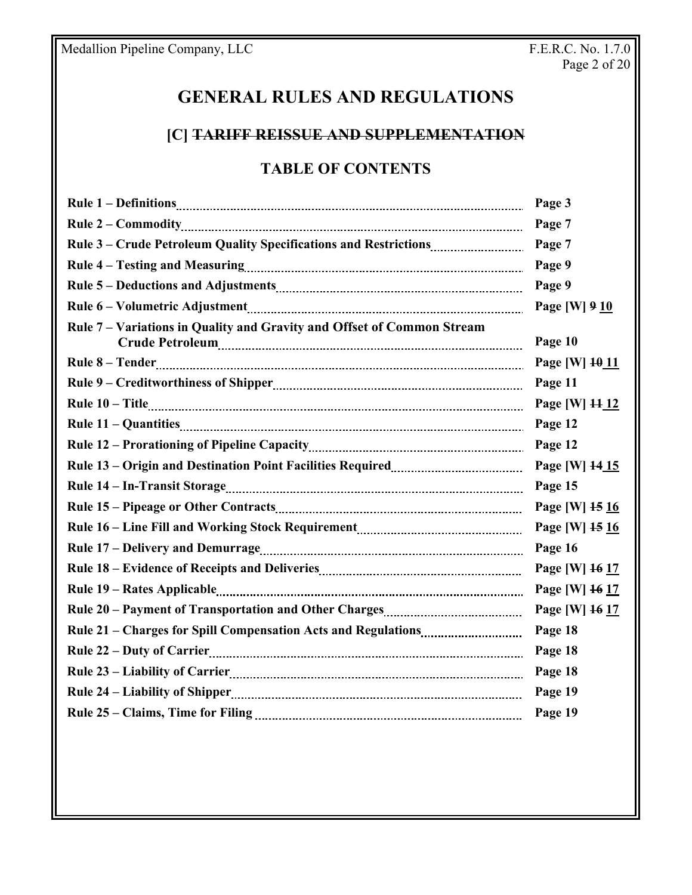# GENERAL RULES AND REGULATIONS

## [C] ~~TARIFF REISSUE AND SUPPLEMENTATION~~

## TABLE OF CONTENTS

| | |
|---|---|
| **Rule 1 – Definitions** | **Page 3** |
| **Rule 2 – Commodity** | **Page 7** |
| **Rule 3 – Crude Petroleum Quality Specifications and Restrictions** | **Page 7** |
| **Rule 4 – Testing and Measuring** | **Page 9** |
| **Rule 5 – Deductions and Adjustments** | **Page 9** |
| **Rule 6 – Volumetric Adjustment** | **Page [W] ~~9~~ 10** |
| **Rule 7 – Variations in Quality and Gravity and Offset of Common Stream Crude Petroleum** | **Page 10** |
| **Rule 8 – Tender** | **Page [W] ~~10~~ 11** |
| **Rule 9 – Creditworthiness of Shipper** | **Page 11** |
| **Rule 10 – Title** | **Page [W] ~~11~~ 12** |
| **Rule 11 – Quantities** | **Page 12** |
| **Rule 12 – Prorationing of Pipeline Capacity** | **Page 12** |
| **Rule 13 – Origin and Destination Point Facilities Required** | **Page [W] ~~14~~ 15** |
| **Rule 14 – In-Transit Storage** | **Page 15** |
| **Rule 15 – Pipeage or Other Contracts** | **Page [W] ~~15~~ 16** |
| **Rule 16 – Line Fill and Working Stock Requirement** | **Page [W] ~~15~~ 16** |
| **Rule 17 – Delivery and Demurrage** | **Page 16** |
| **Rule 18 – Evidence of Receipts and Deliveries** | **Page [W] ~~16~~ 17** |
| **Rule 19 – Rates Applicable** | **Page [W] ~~16~~ 17** |
| **Rule 20 – Payment of Transportation and Other Charges** | **Page [W] ~~16~~ 17** |
| **Rule 21 – Charges for Spill Compensation Acts and Regulations** | **Page 18** |
| **Rule 22 – Duty of Carrier** | **Page 18** |
| **Rule 23 – Liability of Carrier** | **Page 18** |
| **Rule 24 – Liability of Shipper** | **Page 19** |
| **Rule 25 – Claims, Time for Filing** | **Page 19** |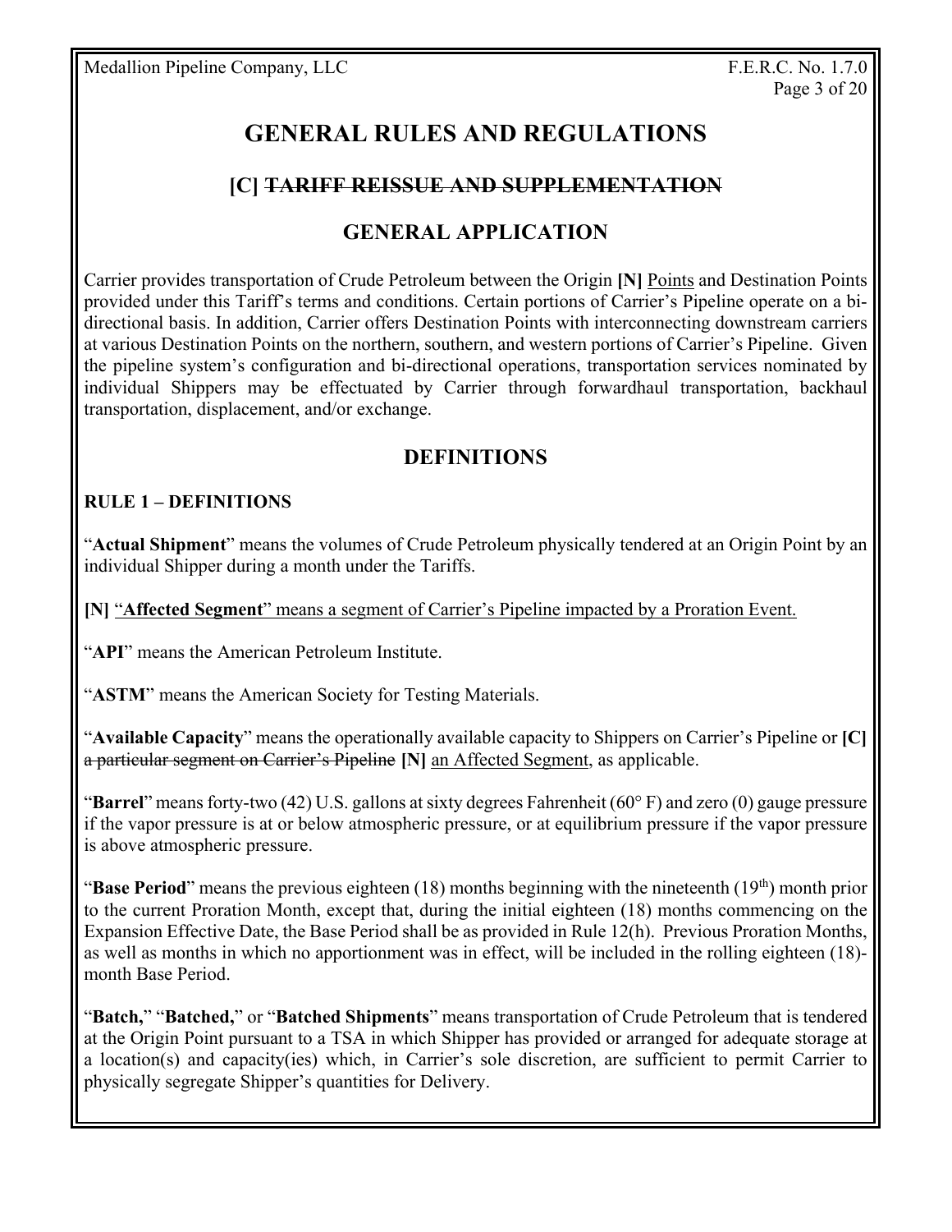# GENERAL RULES AND REGULATIONS

## [C] ~~TARIFF REISSUE AND SUPPLEMENTATION~~

## GENERAL APPLICATION

Carrier provides transportation of Crude Petroleum between the Origin **[N]** Points and Destination Points provided under this Tariff's terms and conditions. Certain portions of Carrier's Pipeline operate on a bi-directional basis. In addition, Carrier offers Destination Points with interconnecting downstream carriers at various Destination Points on the northern, southern, and western portions of Carrier's Pipeline. Given the pipeline system's configuration and bi-directional operations, transportation services nominated by individual Shippers may be effectuated by Carrier through forwardhaul transportation, backhaul transportation, displacement, and/or exchange.

## DEFINITIONS

### RULE 1 – DEFINITIONS

"**Actual Shipment**" means the volumes of Crude Petroleum physically tendered at an Origin Point by an individual Shipper during a month under the Tariffs.

**[N]** "**Affected Segment**" means a segment of Carrier's Pipeline impacted by a Proration Event.

"**API**" means the American Petroleum Institute.

"**ASTM**" means the American Society for Testing Materials.

"**Available Capacity**" means the operationally available capacity to Shippers on Carrier's Pipeline or **[C]** ~~a particular segment on Carrier's Pipeline~~ **[N]** an Affected Segment, as applicable.

"**Barrel**" means forty-two (42) U.S. gallons at sixty degrees Fahrenheit (60° F) and zero (0) gauge pressure if the vapor pressure is at or below atmospheric pressure, or at equilibrium pressure if the vapor pressure is above atmospheric pressure.

"**Base Period**" means the previous eighteen (18) months beginning with the nineteenth (19th) month prior to the current Proration Month, except that, during the initial eighteen (18) months commencing on the Expansion Effective Date, the Base Period shall be as provided in Rule 12(h). Previous Proration Months, as well as months in which no apportionment was in effect, will be included in the rolling eighteen (18)-month Base Period.

"**Batch,**" "**Batched,**" or "**Batched Shipments**" means transportation of Crude Petroleum that is tendered at the Origin Point pursuant to a TSA in which Shipper has provided or arranged for adequate storage at a location(s) and capacity(ies) which, in Carrier's sole discretion, are sufficient to permit Carrier to physically segregate Shipper's quantities for Delivery.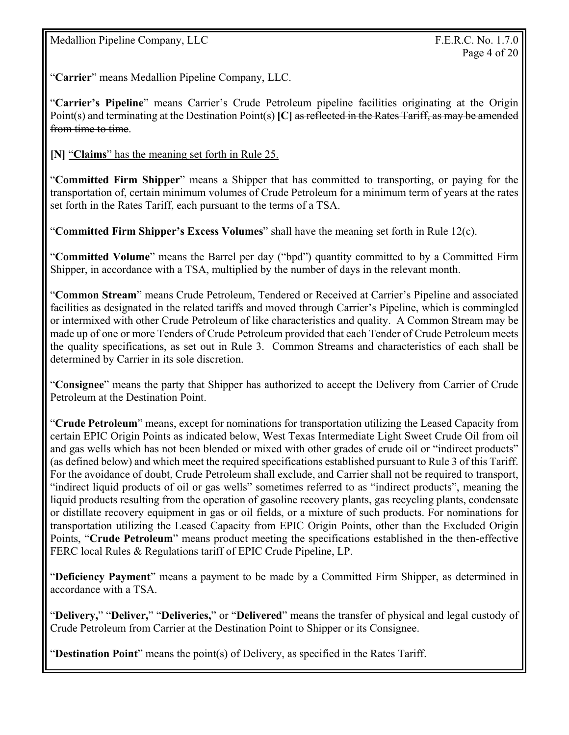"**Carrier**" means Medallion Pipeline Company, LLC.

"**Carrier's Pipeline**" means Carrier's Crude Petroleum pipeline facilities originating at the Origin Point(s) and terminating at the Destination Point(s) **[C]** ~~as reflected in the Rates Tariff, as may be amended from time to time~~.

**[N]** "**Claims**" has the meaning set forth in Rule 25.

"**Committed Firm Shipper**" means a Shipper that has committed to transporting, or paying for the transportation of, certain minimum volumes of Crude Petroleum for a minimum term of years at the rates set forth in the Rates Tariff, each pursuant to the terms of a TSA.

"**Committed Firm Shipper's Excess Volumes**" shall have the meaning set forth in Rule 12(c).

"**Committed Volume**" means the Barrel per day ("bpd") quantity committed to by a Committed Firm Shipper, in accordance with a TSA, multiplied by the number of days in the relevant month.

"**Common Stream**" means Crude Petroleum, Tendered or Received at Carrier's Pipeline and associated facilities as designated in the related tariffs and moved through Carrier's Pipeline, which is commingled or intermixed with other Crude Petroleum of like characteristics and quality. A Common Stream may be made up of one or more Tenders of Crude Petroleum provided that each Tender of Crude Petroleum meets the quality specifications, as set out in Rule 3. Common Streams and characteristics of each shall be determined by Carrier in its sole discretion.

"**Consignee**" means the party that Shipper has authorized to accept the Delivery from Carrier of Crude Petroleum at the Destination Point.

"**Crude Petroleum**" means, except for nominations for transportation utilizing the Leased Capacity from certain EPIC Origin Points as indicated below, West Texas Intermediate Light Sweet Crude Oil from oil and gas wells which has not been blended or mixed with other grades of crude oil or "indirect products" (as defined below) and which meet the required specifications established pursuant to Rule 3 of this Tariff. For the avoidance of doubt, Crude Petroleum shall exclude, and Carrier shall not be required to transport, "indirect liquid products of oil or gas wells" sometimes referred to as "indirect products", meaning the liquid products resulting from the operation of gasoline recovery plants, gas recycling plants, condensate or distillate recovery equipment in gas or oil fields, or a mixture of such products. For nominations for transportation utilizing the Leased Capacity from EPIC Origin Points, other than the Excluded Origin Points, "**Crude Petroleum**" means product meeting the specifications established in the then-effective FERC local Rules & Regulations tariff of EPIC Crude Pipeline, LP.

"**Deficiency Payment**" means a payment to be made by a Committed Firm Shipper, as determined in accordance with a TSA.

"**Delivery,**" "**Deliver,**" "**Deliveries,**" or "**Delivered**" means the transfer of physical and legal custody of Crude Petroleum from Carrier at the Destination Point to Shipper or its Consignee.

"**Destination Point**" means the point(s) of Delivery, as specified in the Rates Tariff.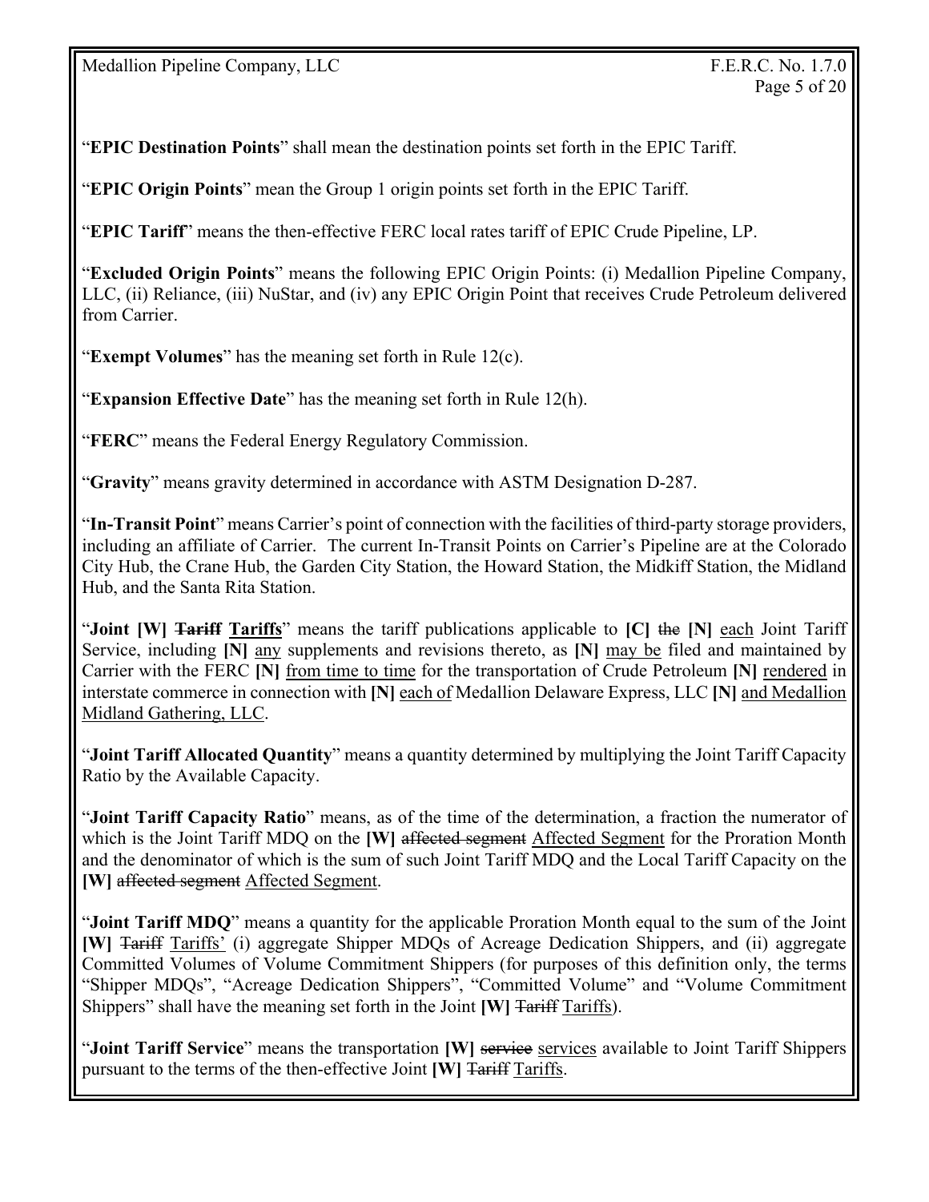"**EPIC Destination Points**" shall mean the destination points set forth in the EPIC Tariff.

"**EPIC Origin Points**" mean the Group 1 origin points set forth in the EPIC Tariff.

"**EPIC Tariff**" means the then-effective FERC local rates tariff of EPIC Crude Pipeline, LP.

"**Excluded Origin Points**" means the following EPIC Origin Points: (i) Medallion Pipeline Company, LLC, (ii) Reliance, (iii) NuStar, and (iv) any EPIC Origin Point that receives Crude Petroleum delivered from Carrier.

"**Exempt Volumes**" has the meaning set forth in Rule 12(c).

"**Expansion Effective Date**" has the meaning set forth in Rule 12(h).

"**FERC**" means the Federal Energy Regulatory Commission.

"**Gravity**" means gravity determined in accordance with ASTM Designation D-287.

"**In-Transit Point**" means Carrier's point of connection with the facilities of third-party storage providers, including an affiliate of Carrier. The current In-Transit Points on Carrier's Pipeline are at the Colorado City Hub, the Crane Hub, the Garden City Station, the Howard Station, the Midkiff Station, the Midland Hub, and the Santa Rita Station.

"**Joint [W] ~~Tariff~~ Tariffs**" means the tariff publications applicable to **[C]** ~~the~~ **[N]** each Joint Tariff Service, including **[N]** any supplements and revisions thereto, as **[N]** may be filed and maintained by Carrier with the FERC **[N]** from time to time for the transportation of Crude Petroleum **[N]** rendered in interstate commerce in connection with **[N]** each of Medallion Delaware Express, LLC **[N]** and Medallion Midland Gathering, LLC.

"**Joint Tariff Allocated Quantity**" means a quantity determined by multiplying the Joint Tariff Capacity Ratio by the Available Capacity.

"**Joint Tariff Capacity Ratio**" means, as of the time of the determination, a fraction the numerator of which is the Joint Tariff MDQ on the **[W]** ~~affected segment~~ Affected Segment for the Proration Month and the denominator of which is the sum of such Joint Tariff MDQ and the Local Tariff Capacity on the **[W]** ~~affected segment~~ Affected Segment.

"**Joint Tariff MDQ**" means a quantity for the applicable Proration Month equal to the sum of the Joint **[W]** ~~Tariff~~ Tariffs' (i) aggregate Shipper MDQs of Acreage Dedication Shippers, and (ii) aggregate Committed Volumes of Volume Commitment Shippers (for purposes of this definition only, the terms "Shipper MDQs", "Acreage Dedication Shippers", "Committed Volume" and "Volume Commitment Shippers" shall have the meaning set forth in the Joint **[W]** ~~Tariff~~ Tariffs).

"**Joint Tariff Service**" means the transportation **[W]** ~~service~~ services available to Joint Tariff Shippers pursuant to the terms of the then-effective Joint **[W]** ~~Tariff~~ Tariffs.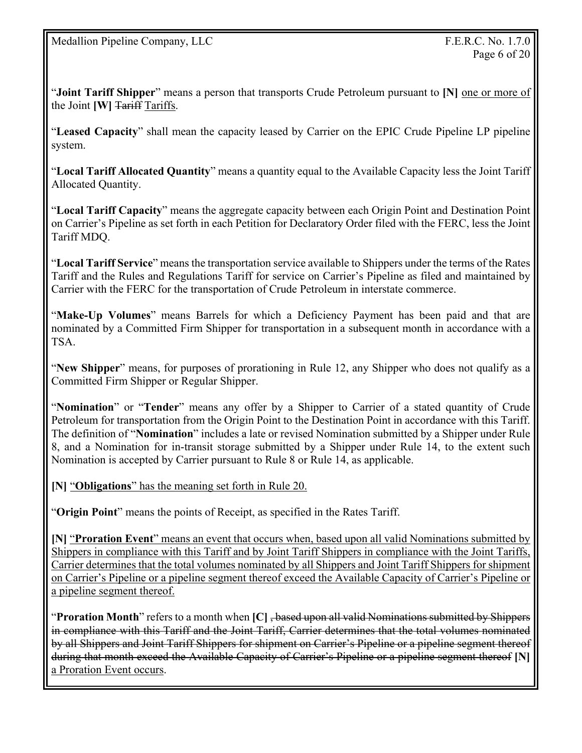"**Joint Tariff Shipper**" means a person that transports Crude Petroleum pursuant to **[N]** <u>one or more of</u> the Joint **[W]** ~~Tariff~~ <u>Tariffs</u>.

"**Leased Capacity**" shall mean the capacity leased by Carrier on the EPIC Crude Pipeline LP pipeline system.

"**Local Tariff Allocated Quantity**" means a quantity equal to the Available Capacity less the Joint Tariff Allocated Quantity.

"**Local Tariff Capacity**" means the aggregate capacity between each Origin Point and Destination Point on Carrier's Pipeline as set forth in each Petition for Declaratory Order filed with the FERC, less the Joint Tariff MDQ.

"**Local Tariff Service**" means the transportation service available to Shippers under the terms of the Rates Tariff and the Rules and Regulations Tariff for service on Carrier's Pipeline as filed and maintained by Carrier with the FERC for the transportation of Crude Petroleum in interstate commerce.

"**Make-Up Volumes**" means Barrels for which a Deficiency Payment has been paid and that are nominated by a Committed Firm Shipper for transportation in a subsequent month in accordance with a TSA.

"**New Shipper**" means, for purposes of prorationing in Rule 12, any Shipper who does not qualify as a Committed Firm Shipper or Regular Shipper.

"**Nomination**" or "**Tender**" means any offer by a Shipper to Carrier of a stated quantity of Crude Petroleum for transportation from the Origin Point to the Destination Point in accordance with this Tariff. The definition of "**Nomination**" includes a late or revised Nomination submitted by a Shipper under Rule 8, and a Nomination for in-transit storage submitted by a Shipper under Rule 14, to the extent such Nomination is accepted by Carrier pursuant to Rule 8 or Rule 14, as applicable.

**[N]** <u>"**Obligations**" has the meaning set forth in Rule 20.</u>

"**Origin Point**" means the points of Receipt, as specified in the Rates Tariff.

**[N]** <u>"**Proration Event**" means an event that occurs when, based upon all valid Nominations submitted by Shippers in compliance with this Tariff and by Joint Tariff Shippers in compliance with the Joint Tariffs, Carrier determines that the total volumes nominated by all Shippers and Joint Tariff Shippers for shipment on Carrier's Pipeline or a pipeline segment thereof exceed the Available Capacity of Carrier's Pipeline or a pipeline segment thereof.</u>

"**Proration Month**" refers to a month when **[C]** ~~, based upon all valid Nominations submitted by Shippers in compliance with this Tariff and the Joint Tariff, Carrier determines that the total volumes nominated by all Shippers and Joint Tariff Shippers for shipment on Carrier's Pipeline or a pipeline segment thereof during that month exceed the Available Capacity of Carrier's Pipeline or a pipeline segment thereof~~ **[N]** <u>a Proration Event occurs</u>.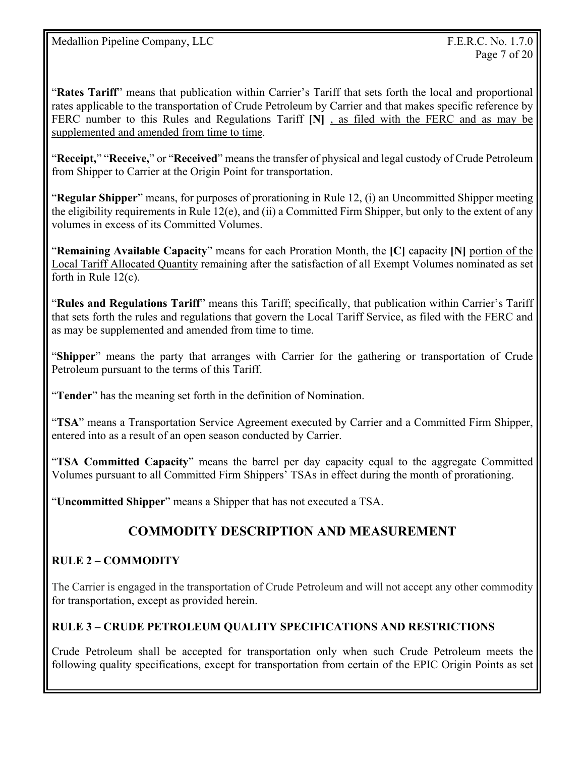"**Rates Tariff**" means that publication within Carrier's Tariff that sets forth the local and proportional rates applicable to the transportation of Crude Petroleum by Carrier and that makes specific reference by FERC number to this Rules and Regulations Tariff **[N]** , as filed with the FERC and as may be supplemented and amended from time to time.

"**Receipt,**" "**Receive,**" or "**Received**" means the transfer of physical and legal custody of Crude Petroleum from Shipper to Carrier at the Origin Point for transportation.

"**Regular Shipper**" means, for purposes of prorationing in Rule 12, (i) an Uncommitted Shipper meeting the eligibility requirements in Rule 12(e), and (ii) a Committed Firm Shipper, but only to the extent of any volumes in excess of its Committed Volumes.

"**Remaining Available Capacity**" means for each Proration Month, the **[C]** ~~capacity~~ **[N]** portion of the Local Tariff Allocated Quantity remaining after the satisfaction of all Exempt Volumes nominated as set forth in Rule 12(c).

"**Rules and Regulations Tariff**" means this Tariff; specifically, that publication within Carrier's Tariff that sets forth the rules and regulations that govern the Local Tariff Service, as filed with the FERC and as may be supplemented and amended from time to time.

"**Shipper**" means the party that arranges with Carrier for the gathering or transportation of Crude Petroleum pursuant to the terms of this Tariff.

"**Tender**" has the meaning set forth in the definition of Nomination.

"**TSA**" means a Transportation Service Agreement executed by Carrier and a Committed Firm Shipper, entered into as a result of an open season conducted by Carrier.

"**TSA Committed Capacity**" means the barrel per day capacity equal to the aggregate Committed Volumes pursuant to all Committed Firm Shippers' TSAs in effect during the month of prorationing.

"**Uncommitted Shipper**" means a Shipper that has not executed a TSA.

## COMMODITY DESCRIPTION AND MEASUREMENT

### RULE 2 – COMMODITY

The Carrier is engaged in the transportation of Crude Petroleum and will not accept any other commodity for transportation, except as provided herein.

### RULE 3 – CRUDE PETROLEUM QUALITY SPECIFICATIONS AND RESTRICTIONS

Crude Petroleum shall be accepted for transportation only when such Crude Petroleum meets the following quality specifications, except for transportation from certain of the EPIC Origin Points as set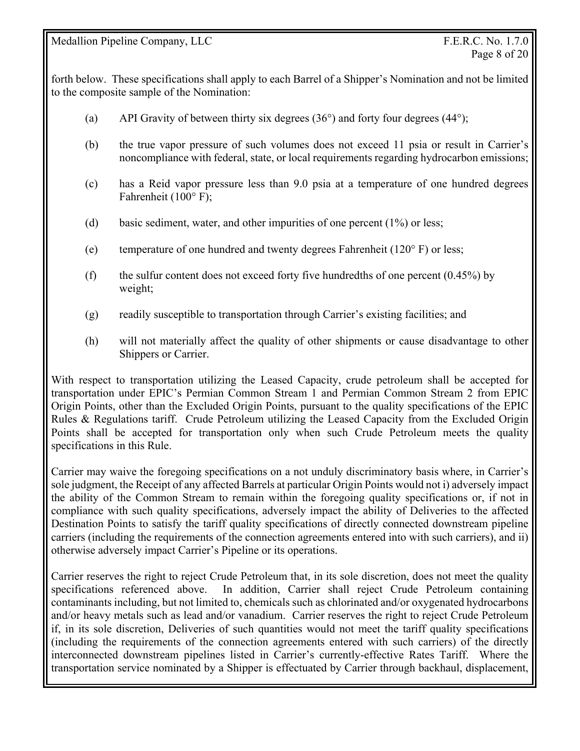forth below. These specifications shall apply to each Barrel of a Shipper's Nomination and not be limited to the composite sample of the Nomination:

(a) API Gravity of between thirty six degrees (36°) and forty four degrees (44°);

(b) the true vapor pressure of such volumes does not exceed 11 psia or result in Carrier's noncompliance with federal, state, or local requirements regarding hydrocarbon emissions;

(c) has a Reid vapor pressure less than 9.0 psia at a temperature of one hundred degrees Fahrenheit (100° F);

(d) basic sediment, water, and other impurities of one percent (1%) or less;

(e) temperature of one hundred and twenty degrees Fahrenheit (120° F) or less;

(f) the sulfur content does not exceed forty five hundredths of one percent (0.45%) by weight;

(g) readily susceptible to transportation through Carrier's existing facilities; and

(h) will not materially affect the quality of other shipments or cause disadvantage to other Shippers or Carrier.

With respect to transportation utilizing the Leased Capacity, crude petroleum shall be accepted for transportation under EPIC's Permian Common Stream 1 and Permian Common Stream 2 from EPIC Origin Points, other than the Excluded Origin Points, pursuant to the quality specifications of the EPIC Rules & Regulations tariff. Crude Petroleum utilizing the Leased Capacity from the Excluded Origin Points shall be accepted for transportation only when such Crude Petroleum meets the quality specifications in this Rule.

Carrier may waive the foregoing specifications on a not unduly discriminatory basis where, in Carrier's sole judgment, the Receipt of any affected Barrels at particular Origin Points would not i) adversely impact the ability of the Common Stream to remain within the foregoing quality specifications or, if not in compliance with such quality specifications, adversely impact the ability of Deliveries to the affected Destination Points to satisfy the tariff quality specifications of directly connected downstream pipeline carriers (including the requirements of the connection agreements entered into with such carriers), and ii) otherwise adversely impact Carrier's Pipeline or its operations.

Carrier reserves the right to reject Crude Petroleum that, in its sole discretion, does not meet the quality specifications referenced above. In addition, Carrier shall reject Crude Petroleum containing contaminants including, but not limited to, chemicals such as chlorinated and/or oxygenated hydrocarbons and/or heavy metals such as lead and/or vanadium. Carrier reserves the right to reject Crude Petroleum if, in its sole discretion, Deliveries of such quantities would not meet the tariff quality specifications (including the requirements of the connection agreements entered with such carriers) of the directly interconnected downstream pipelines listed in Carrier's currently-effective Rates Tariff. Where the transportation service nominated by a Shipper is effectuated by Carrier through backhaul, displacement,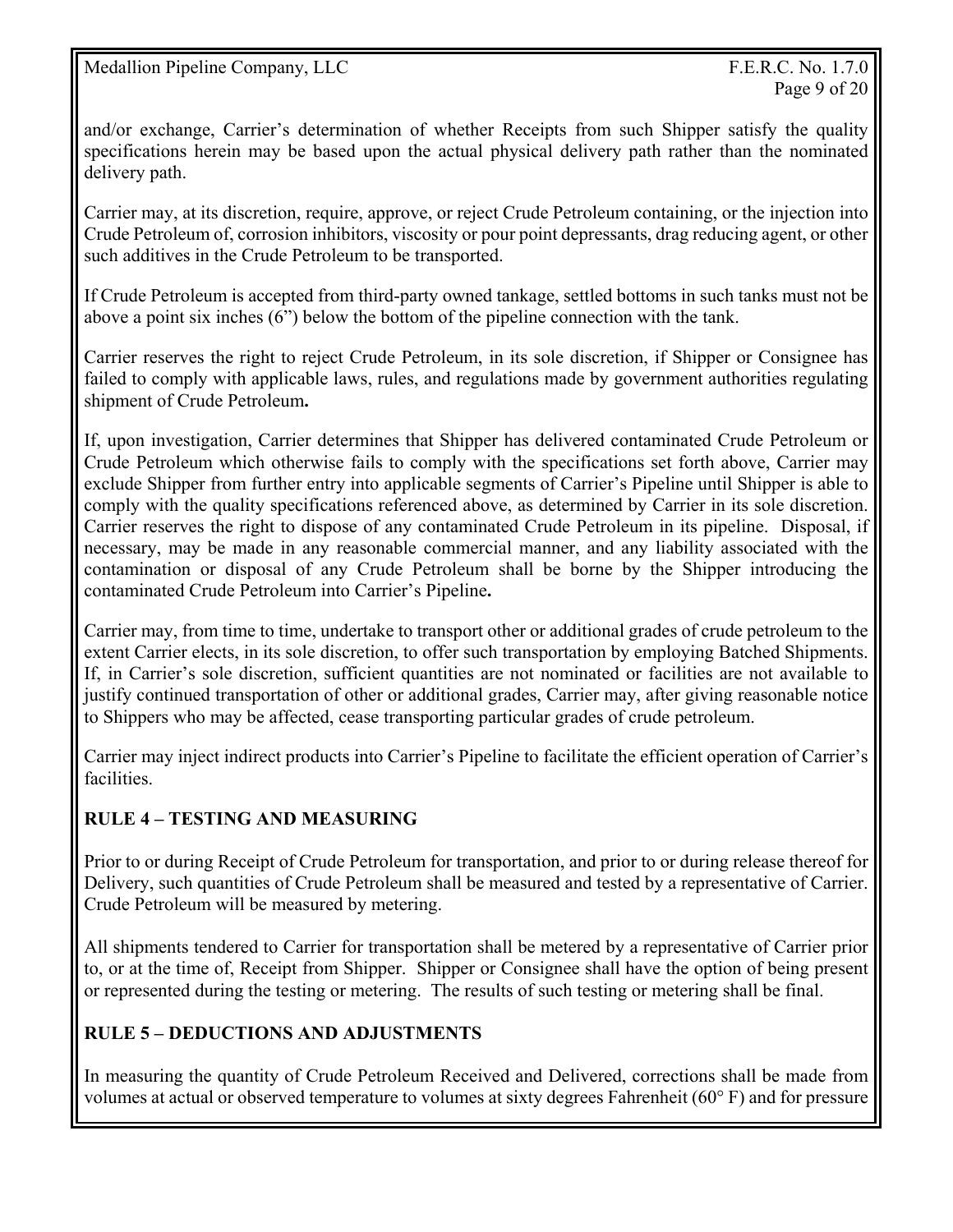and/or exchange, Carrier's determination of whether Receipts from such Shipper satisfy the quality specifications herein may be based upon the actual physical delivery path rather than the nominated delivery path.

Carrier may, at its discretion, require, approve, or reject Crude Petroleum containing, or the injection into Crude Petroleum of, corrosion inhibitors, viscosity or pour point depressants, drag reducing agent, or other such additives in the Crude Petroleum to be transported.

If Crude Petroleum is accepted from third-party owned tankage, settled bottoms in such tanks must not be above a point six inches (6") below the bottom of the pipeline connection with the tank.

Carrier reserves the right to reject Crude Petroleum, in its sole discretion, if Shipper or Consignee has failed to comply with applicable laws, rules, and regulations made by government authorities regulating shipment of Crude Petroleum**.**

If, upon investigation, Carrier determines that Shipper has delivered contaminated Crude Petroleum or Crude Petroleum which otherwise fails to comply with the specifications set forth above, Carrier may exclude Shipper from further entry into applicable segments of Carrier's Pipeline until Shipper is able to comply with the quality specifications referenced above, as determined by Carrier in its sole discretion. Carrier reserves the right to dispose of any contaminated Crude Petroleum in its pipeline. Disposal, if necessary, may be made in any reasonable commercial manner, and any liability associated with the contamination or disposal of any Crude Petroleum shall be borne by the Shipper introducing the contaminated Crude Petroleum into Carrier's Pipeline**.**

Carrier may, from time to time, undertake to transport other or additional grades of crude petroleum to the extent Carrier elects, in its sole discretion, to offer such transportation by employing Batched Shipments. If, in Carrier's sole discretion, sufficient quantities are not nominated or facilities are not available to justify continued transportation of other or additional grades, Carrier may, after giving reasonable notice to Shippers who may be affected, cease transporting particular grades of crude petroleum.

Carrier may inject indirect products into Carrier's Pipeline to facilitate the efficient operation of Carrier's facilities.

## RULE 4 – TESTING AND MEASURING

Prior to or during Receipt of Crude Petroleum for transportation, and prior to or during release thereof for Delivery, such quantities of Crude Petroleum shall be measured and tested by a representative of Carrier. Crude Petroleum will be measured by metering.

All shipments tendered to Carrier for transportation shall be metered by a representative of Carrier prior to, or at the time of, Receipt from Shipper. Shipper or Consignee shall have the option of being present or represented during the testing or metering. The results of such testing or metering shall be final.

## RULE 5 – DEDUCTIONS AND ADJUSTMENTS

In measuring the quantity of Crude Petroleum Received and Delivered, corrections shall be made from volumes at actual or observed temperature to volumes at sixty degrees Fahrenheit (60° F) and for pressure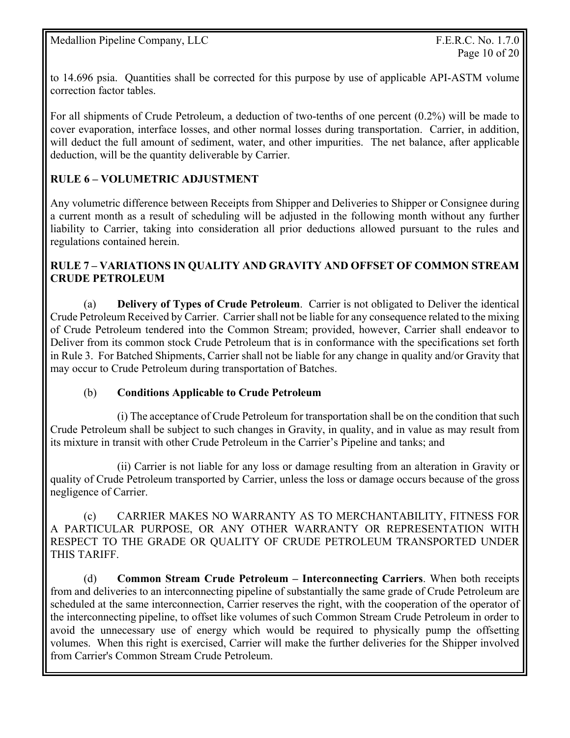to 14.696 psia. Quantities shall be corrected for this purpose by use of applicable API-ASTM volume correction factor tables.

For all shipments of Crude Petroleum, a deduction of two-tenths of one percent (0.2%) will be made to cover evaporation, interface losses, and other normal losses during transportation. Carrier, in addition, will deduct the full amount of sediment, water, and other impurities. The net balance, after applicable deduction, will be the quantity deliverable by Carrier.

## RULE 6 – VOLUMETRIC ADJUSTMENT

Any volumetric difference between Receipts from Shipper and Deliveries to Shipper or Consignee during a current month as a result of scheduling will be adjusted in the following month without any further liability to Carrier, taking into consideration all prior deductions allowed pursuant to the rules and regulations contained herein.

## RULE 7 – VARIATIONS IN QUALITY AND GRAVITY AND OFFSET OF COMMON STREAM CRUDE PETROLEUM

(a) **Delivery of Types of Crude Petroleum**. Carrier is not obligated to Deliver the identical Crude Petroleum Received by Carrier. Carrier shall not be liable for any consequence related to the mixing of Crude Petroleum tendered into the Common Stream; provided, however, Carrier shall endeavor to Deliver from its common stock Crude Petroleum that is in conformance with the specifications set forth in Rule 3. For Batched Shipments, Carrier shall not be liable for any change in quality and/or Gravity that may occur to Crude Petroleum during transportation of Batches.

(b) **Conditions Applicable to Crude Petroleum**

(i) The acceptance of Crude Petroleum for transportation shall be on the condition that such Crude Petroleum shall be subject to such changes in Gravity, in quality, and in value as may result from its mixture in transit with other Crude Petroleum in the Carrier's Pipeline and tanks; and

(ii) Carrier is not liable for any loss or damage resulting from an alteration in Gravity or quality of Crude Petroleum transported by Carrier, unless the loss or damage occurs because of the gross negligence of Carrier.

(c) CARRIER MAKES NO WARRANTY AS TO MERCHANTABILITY, FITNESS FOR A PARTICULAR PURPOSE, OR ANY OTHER WARRANTY OR REPRESENTATION WITH RESPECT TO THE GRADE OR QUALITY OF CRUDE PETROLEUM TRANSPORTED UNDER THIS TARIFF.

(d) **Common Stream Crude Petroleum – Interconnecting Carriers**. When both receipts from and deliveries to an interconnecting pipeline of substantially the same grade of Crude Petroleum are scheduled at the same interconnection, Carrier reserves the right, with the cooperation of the operator of the interconnecting pipeline, to offset like volumes of such Common Stream Crude Petroleum in order to avoid the unnecessary use of energy which would be required to physically pump the offsetting volumes. When this right is exercised, Carrier will make the further deliveries for the Shipper involved from Carrier's Common Stream Crude Petroleum.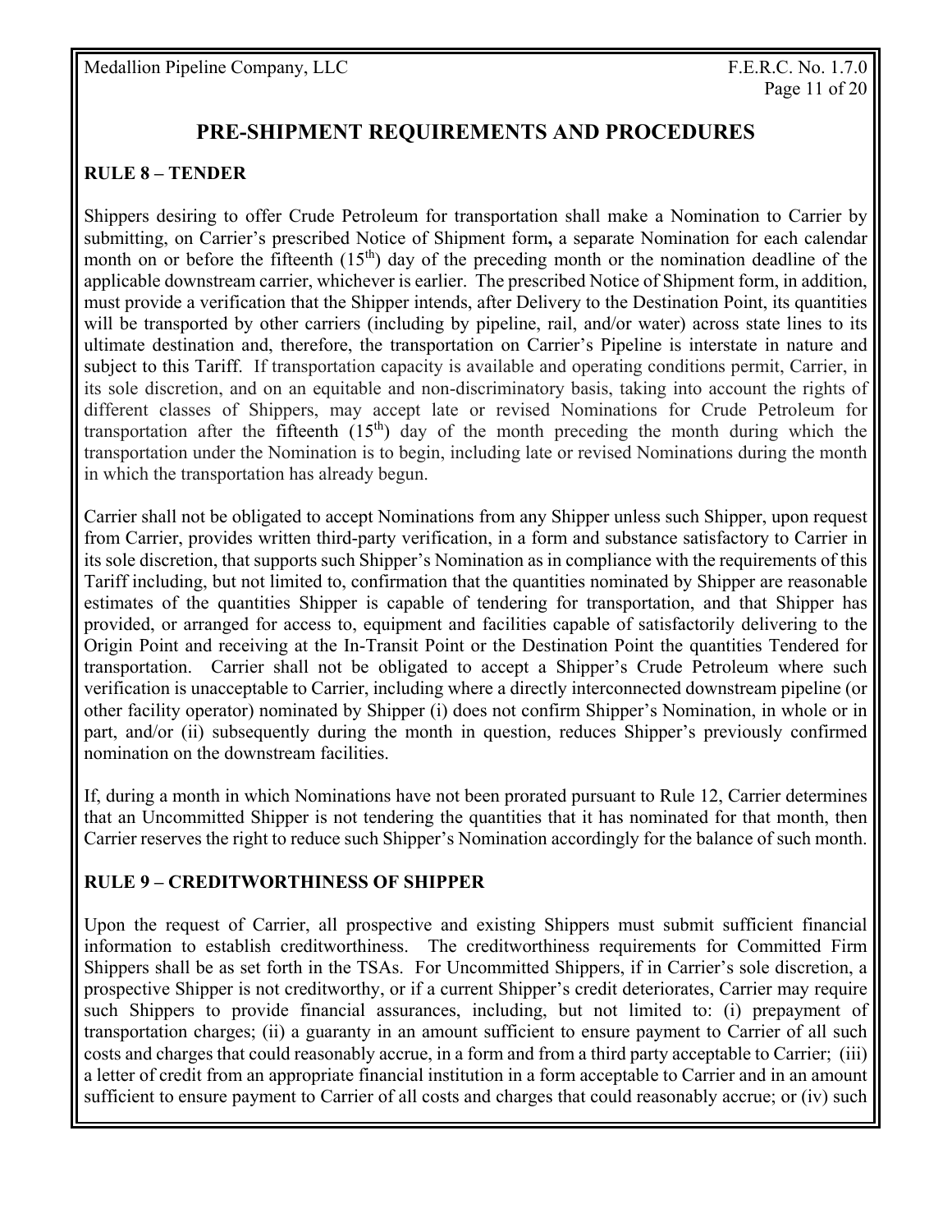## PRE-SHIPMENT REQUIREMENTS AND PROCEDURES

### RULE 8 – TENDER

Shippers desiring to offer Crude Petroleum for transportation shall make a Nomination to Carrier by submitting, on Carrier's prescribed Notice of Shipment form**,** a separate Nomination for each calendar month on or before the fifteenth (15th) day of the preceding month or the nomination deadline of the applicable downstream carrier, whichever is earlier. The prescribed Notice of Shipment form, in addition, must provide a verification that the Shipper intends, after Delivery to the Destination Point, its quantities will be transported by other carriers (including by pipeline, rail, and/or water) across state lines to its ultimate destination and, therefore, the transportation on Carrier's Pipeline is interstate in nature and subject to this Tariff. If transportation capacity is available and operating conditions permit, Carrier, in its sole discretion, and on an equitable and non-discriminatory basis, taking into account the rights of different classes of Shippers, may accept late or revised Nominations for Crude Petroleum for transportation after the fifteenth (15th) day of the month preceding the month during which the transportation under the Nomination is to begin, including late or revised Nominations during the month in which the transportation has already begun.

Carrier shall not be obligated to accept Nominations from any Shipper unless such Shipper, upon request from Carrier, provides written third-party verification, in a form and substance satisfactory to Carrier in its sole discretion, that supports such Shipper's Nomination as in compliance with the requirements of this Tariff including, but not limited to, confirmation that the quantities nominated by Shipper are reasonable estimates of the quantities Shipper is capable of tendering for transportation, and that Shipper has provided, or arranged for access to, equipment and facilities capable of satisfactorily delivering to the Origin Point and receiving at the In-Transit Point or the Destination Point the quantities Tendered for transportation. Carrier shall not be obligated to accept a Shipper's Crude Petroleum where such verification is unacceptable to Carrier, including where a directly interconnected downstream pipeline (or other facility operator) nominated by Shipper (i) does not confirm Shipper's Nomination, in whole or in part, and/or (ii) subsequently during the month in question, reduces Shipper's previously confirmed nomination on the downstream facilities.

If, during a month in which Nominations have not been prorated pursuant to Rule 12, Carrier determines that an Uncommitted Shipper is not tendering the quantities that it has nominated for that month, then Carrier reserves the right to reduce such Shipper's Nomination accordingly for the balance of such month.

### RULE 9 – CREDITWORTHINESS OF SHIPPER

Upon the request of Carrier, all prospective and existing Shippers must submit sufficient financial information to establish creditworthiness. The creditworthiness requirements for Committed Firm Shippers shall be as set forth in the TSAs. For Uncommitted Shippers, if in Carrier's sole discretion, a prospective Shipper is not creditworthy, or if a current Shipper's credit deteriorates, Carrier may require such Shippers to provide financial assurances, including, but not limited to: (i) prepayment of transportation charges; (ii) a guaranty in an amount sufficient to ensure payment to Carrier of all such costs and charges that could reasonably accrue, in a form and from a third party acceptable to Carrier; (iii) a letter of credit from an appropriate financial institution in a form acceptable to Carrier and in an amount sufficient to ensure payment to Carrier of all costs and charges that could reasonably accrue; or (iv) such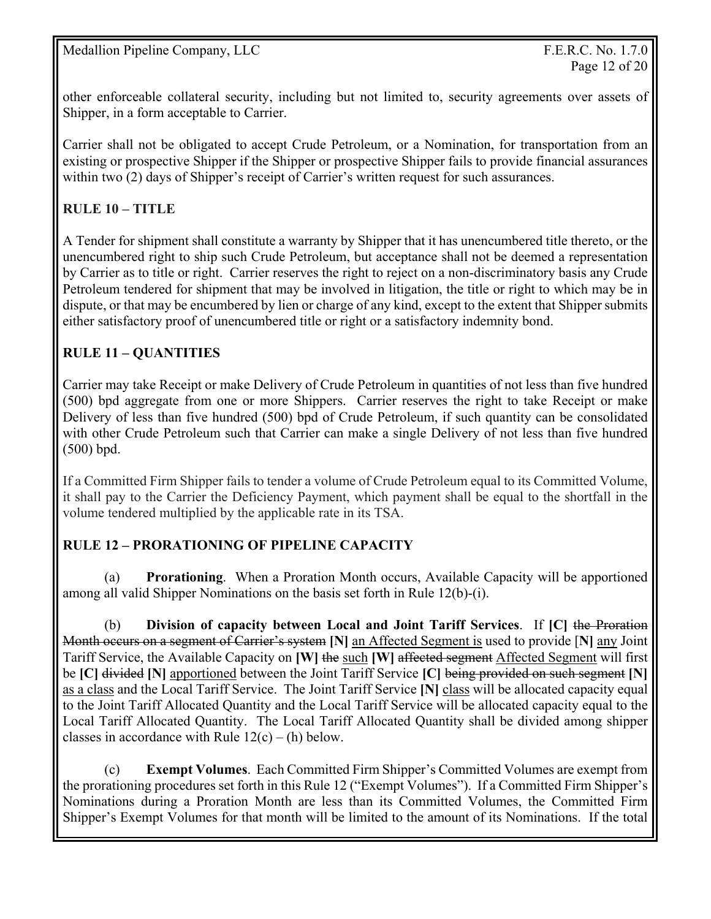other enforceable collateral security, including but not limited to, security agreements over assets of Shipper, in a form acceptable to Carrier.

Carrier shall not be obligated to accept Crude Petroleum, or a Nomination, for transportation from an existing or prospective Shipper if the Shipper or prospective Shipper fails to provide financial assurances within two (2) days of Shipper's receipt of Carrier's written request for such assurances.

**RULE 10 – TITLE**

A Tender for shipment shall constitute a warranty by Shipper that it has unencumbered title thereto, or the unencumbered right to ship such Crude Petroleum, but acceptance shall not be deemed a representation by Carrier as to title or right. Carrier reserves the right to reject on a non-discriminatory basis any Crude Petroleum tendered for shipment that may be involved in litigation, the title or right to which may be in dispute, or that may be encumbered by lien or charge of any kind, except to the extent that Shipper submits either satisfactory proof of unencumbered title or right or a satisfactory indemnity bond.

**RULE 11 – QUANTITIES**

Carrier may take Receipt or make Delivery of Crude Petroleum in quantities of not less than five hundred (500) bpd aggregate from one or more Shippers. Carrier reserves the right to take Receipt or make Delivery of less than five hundred (500) bpd of Crude Petroleum, if such quantity can be consolidated with other Crude Petroleum such that Carrier can make a single Delivery of not less than five hundred (500) bpd.

If a Committed Firm Shipper fails to tender a volume of Crude Petroleum equal to its Committed Volume, it shall pay to the Carrier the Deficiency Payment, which payment shall be equal to the shortfall in the volume tendered multiplied by the applicable rate in its TSA.

**RULE 12 – PRORATIONING OF PIPELINE CAPACITY**

(a) **Prorationing**. When a Proration Month occurs, Available Capacity will be apportioned among all valid Shipper Nominations on the basis set forth in Rule 12(b)-(i).

(b) **Division of capacity between Local and Joint Tariff Services**. If **[C]** ~~the Proration Month occurs on a segment of Carrier's system~~ **[N]** <u>an Affected Segment is</u> used to provide [**N]** <u>any</u> Joint Tariff Service, the Available Capacity on **[W]** ~~the~~ <u>such</u> **[W]** ~~affected segment~~ <u>Affected Segment</u> will first be **[C]** ~~divided~~ **[N]** <u>apportioned</u> between the Joint Tariff Service **[C]** ~~being provided on such segment~~ **[N]** <u>as a class</u> and the Local Tariff Service. The Joint Tariff Service **[N]** <u>class</u> will be allocated capacity equal to the Joint Tariff Allocated Quantity and the Local Tariff Service will be allocated capacity equal to the Local Tariff Allocated Quantity. The Local Tariff Allocated Quantity shall be divided among shipper classes in accordance with Rule 12(c) – (h) below.

(c) **Exempt Volumes**. Each Committed Firm Shipper's Committed Volumes are exempt from the prorationing procedures set forth in this Rule 12 ("Exempt Volumes"). If a Committed Firm Shipper's Nominations during a Proration Month are less than its Committed Volumes, the Committed Firm Shipper's Exempt Volumes for that month will be limited to the amount of its Nominations. If the total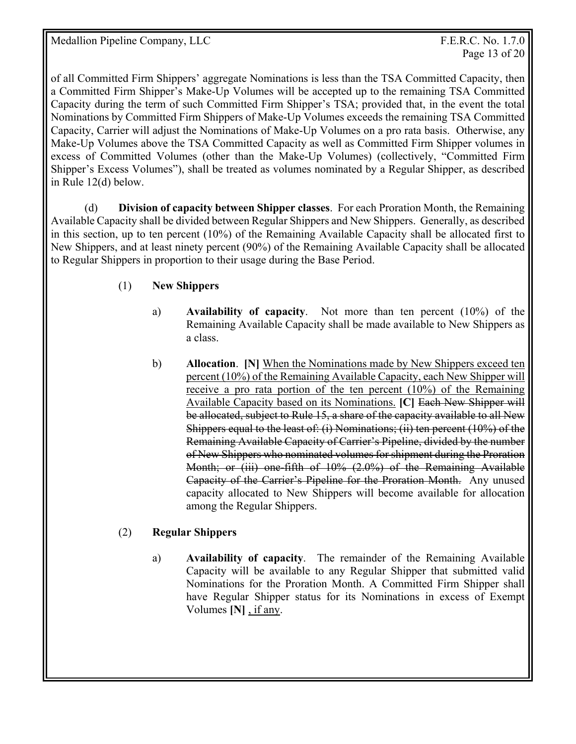of all Committed Firm Shippers' aggregate Nominations is less than the TSA Committed Capacity, then a Committed Firm Shipper's Make-Up Volumes will be accepted up to the remaining TSA Committed Capacity during the term of such Committed Firm Shipper's TSA; provided that, in the event the total Nominations by Committed Firm Shippers of Make-Up Volumes exceeds the remaining TSA Committed Capacity, Carrier will adjust the Nominations of Make-Up Volumes on a pro rata basis. Otherwise, any Make-Up Volumes above the TSA Committed Capacity as well as Committed Firm Shipper volumes in excess of Committed Volumes (other than the Make-Up Volumes) (collectively, "Committed Firm Shipper's Excess Volumes"), shall be treated as volumes nominated by a Regular Shipper, as described in Rule 12(d) below.

(d) **Division of capacity between Shipper classes**. For each Proration Month, the Remaining Available Capacity shall be divided between Regular Shippers and New Shippers. Generally, as described in this section, up to ten percent (10%) of the Remaining Available Capacity shall be allocated first to New Shippers, and at least ninety percent (90%) of the Remaining Available Capacity shall be allocated to Regular Shippers in proportion to their usage during the Base Period.

(1) **New Shippers**

a) **Availability of capacity**. Not more than ten percent (10%) of the Remaining Available Capacity shall be made available to New Shippers as a class.

b) **Allocation**. **[N]** When the Nominations made by New Shippers exceed ten percent (10%) of the Remaining Available Capacity, each New Shipper will receive a pro rata portion of the ten percent (10%) of the Remaining Available Capacity based on its Nominations. **[C]** ~~Each New Shipper will be allocated, subject to Rule 15, a share of the capacity available to all New Shippers equal to the least of: (i) Nominations; (ii) ten percent (10%) of the Remaining Available Capacity of Carrier's Pipeline, divided by the number of New Shippers who nominated volumes for shipment during the Proration Month; or (iii) one-fifth of 10% (2.0%) of the Remaining Available Capacity of the Carrier's Pipeline for the Proration Month.~~ Any unused capacity allocated to New Shippers will become available for allocation among the Regular Shippers.

(2) **Regular Shippers**

a) **Availability of capacity**. The remainder of the Remaining Available Capacity will be available to any Regular Shipper that submitted valid Nominations for the Proration Month. A Committed Firm Shipper shall have Regular Shipper status for its Nominations in excess of Exempt Volumes **[N]** , if any.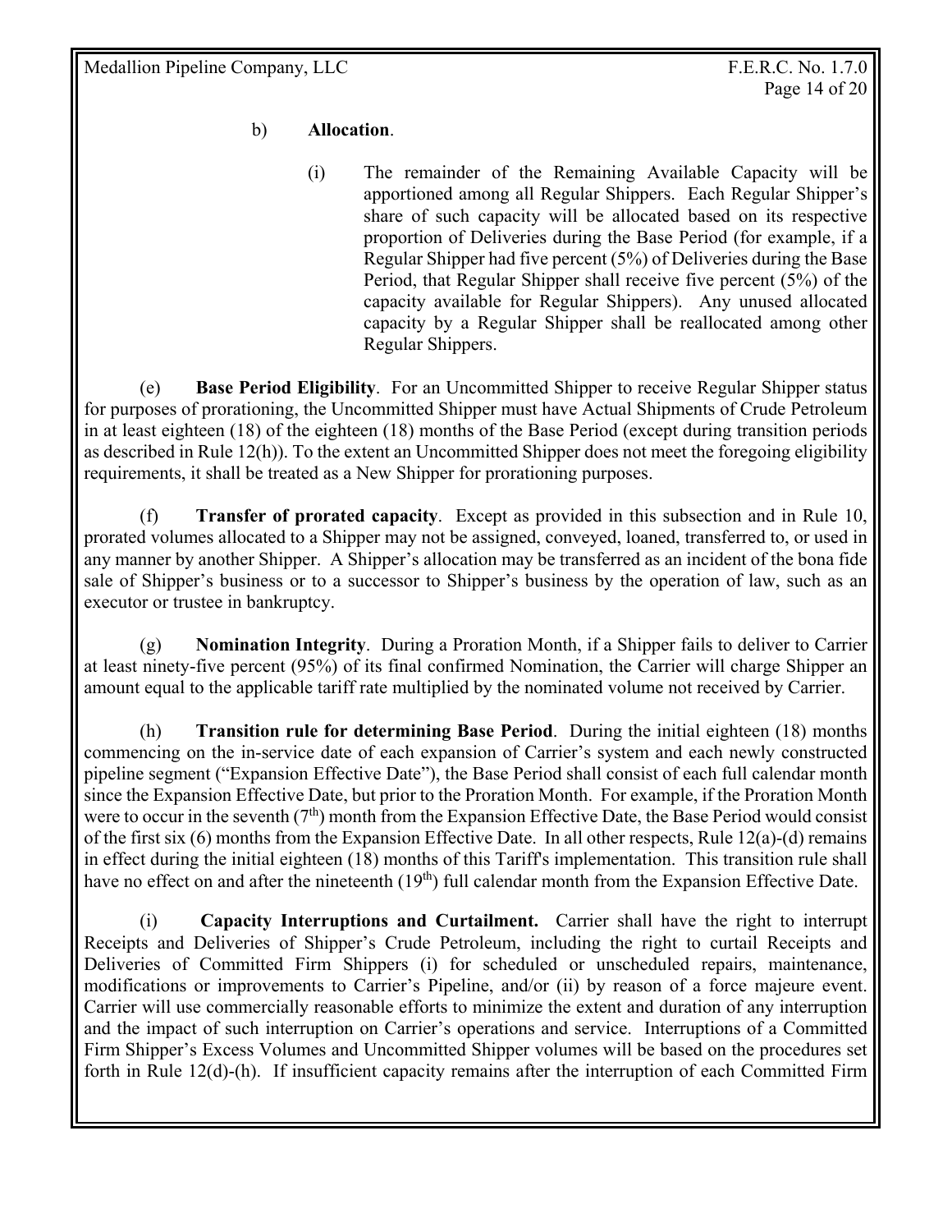b) **Allocation**.

(i) The remainder of the Remaining Available Capacity will be apportioned among all Regular Shippers. Each Regular Shipper's share of such capacity will be allocated based on its respective proportion of Deliveries during the Base Period (for example, if a Regular Shipper had five percent (5%) of Deliveries during the Base Period, that Regular Shipper shall receive five percent (5%) of the capacity available for Regular Shippers). Any unused allocated capacity by a Regular Shipper shall be reallocated among other Regular Shippers.

(e) **Base Period Eligibility**. For an Uncommitted Shipper to receive Regular Shipper status for purposes of prorationing, the Uncommitted Shipper must have Actual Shipments of Crude Petroleum in at least eighteen (18) of the eighteen (18) months of the Base Period (except during transition periods as described in Rule 12(h)). To the extent an Uncommitted Shipper does not meet the foregoing eligibility requirements, it shall be treated as a New Shipper for prorationing purposes.

(f) **Transfer of prorated capacity**. Except as provided in this subsection and in Rule 10, prorated volumes allocated to a Shipper may not be assigned, conveyed, loaned, transferred to, or used in any manner by another Shipper. A Shipper's allocation may be transferred as an incident of the bona fide sale of Shipper's business or to a successor to Shipper's business by the operation of law, such as an executor or trustee in bankruptcy.

(g) **Nomination Integrity**. During a Proration Month, if a Shipper fails to deliver to Carrier at least ninety-five percent (95%) of its final confirmed Nomination, the Carrier will charge Shipper an amount equal to the applicable tariff rate multiplied by the nominated volume not received by Carrier.

(h) **Transition rule for determining Base Period**. During the initial eighteen (18) months commencing on the in-service date of each expansion of Carrier's system and each newly constructed pipeline segment ("Expansion Effective Date"), the Base Period shall consist of each full calendar month since the Expansion Effective Date, but prior to the Proration Month. For example, if the Proration Month were to occur in the seventh (7th) month from the Expansion Effective Date, the Base Period would consist of the first six (6) months from the Expansion Effective Date. In all other respects, Rule 12(a)-(d) remains in effect during the initial eighteen (18) months of this Tariff's implementation. This transition rule shall have no effect on and after the nineteenth (19th) full calendar month from the Expansion Effective Date.

(i) **Capacity Interruptions and Curtailment.** Carrier shall have the right to interrupt Receipts and Deliveries of Shipper's Crude Petroleum, including the right to curtail Receipts and Deliveries of Committed Firm Shippers (i) for scheduled or unscheduled repairs, maintenance, modifications or improvements to Carrier's Pipeline, and/or (ii) by reason of a force majeure event. Carrier will use commercially reasonable efforts to minimize the extent and duration of any interruption and the impact of such interruption on Carrier's operations and service. Interruptions of a Committed Firm Shipper's Excess Volumes and Uncommitted Shipper volumes will be based on the procedures set forth in Rule 12(d)-(h). If insufficient capacity remains after the interruption of each Committed Firm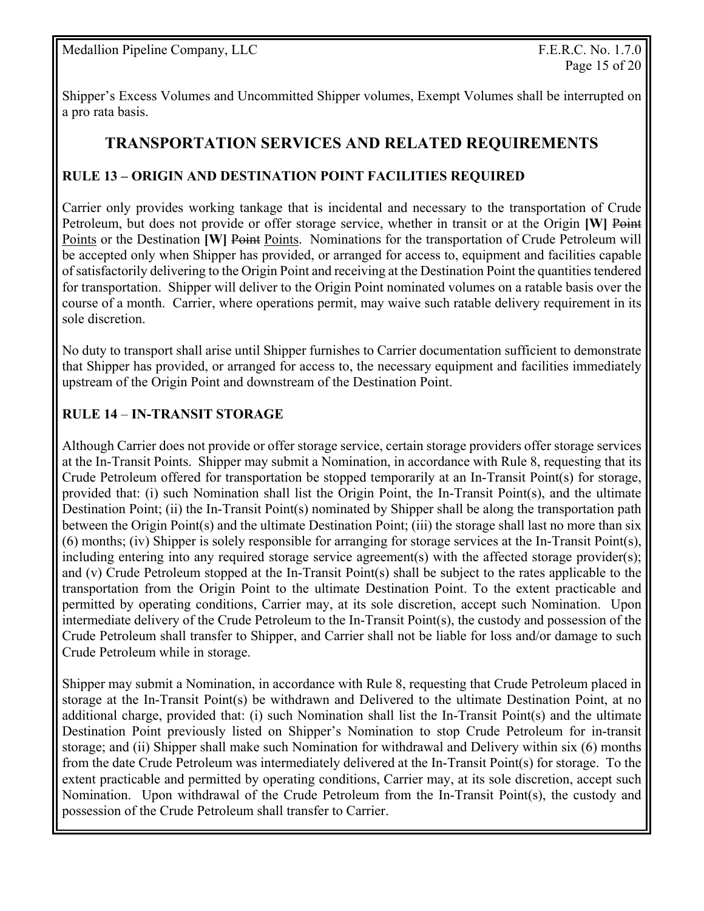Shipper's Excess Volumes and Uncommitted Shipper volumes, Exempt Volumes shall be interrupted on a pro rata basis.

## TRANSPORTATION SERVICES AND RELATED REQUIREMENTS

### RULE 13 – ORIGIN AND DESTINATION POINT FACILITIES REQUIRED

Carrier only provides working tankage that is incidental and necessary to the transportation of Crude Petroleum, but does not provide or offer storage service, whether in transit or at the Origin **[W]** ~~Point~~ Points or the Destination **[W]** ~~Point~~ Points. Nominations for the transportation of Crude Petroleum will be accepted only when Shipper has provided, or arranged for access to, equipment and facilities capable of satisfactorily delivering to the Origin Point and receiving at the Destination Point the quantities tendered for transportation. Shipper will deliver to the Origin Point nominated volumes on a ratable basis over the course of a month. Carrier, where operations permit, may waive such ratable delivery requirement in its sole discretion.

No duty to transport shall arise until Shipper furnishes to Carrier documentation sufficient to demonstrate that Shipper has provided, or arranged for access to, the necessary equipment and facilities immediately upstream of the Origin Point and downstream of the Destination Point.

### RULE 14 – IN-TRANSIT STORAGE

Although Carrier does not provide or offer storage service, certain storage providers offer storage services at the In-Transit Points. Shipper may submit a Nomination, in accordance with Rule 8, requesting that its Crude Petroleum offered for transportation be stopped temporarily at an In-Transit Point(s) for storage, provided that: (i) such Nomination shall list the Origin Point, the In-Transit Point(s), and the ultimate Destination Point; (ii) the In-Transit Point(s) nominated by Shipper shall be along the transportation path between the Origin Point(s) and the ultimate Destination Point; (iii) the storage shall last no more than six (6) months; (iv) Shipper is solely responsible for arranging for storage services at the In-Transit Point(s), including entering into any required storage service agreement(s) with the affected storage provider(s); and (v) Crude Petroleum stopped at the In-Transit Point(s) shall be subject to the rates applicable to the transportation from the Origin Point to the ultimate Destination Point. To the extent practicable and permitted by operating conditions, Carrier may, at its sole discretion, accept such Nomination. Upon intermediate delivery of the Crude Petroleum to the In-Transit Point(s), the custody and possession of the Crude Petroleum shall transfer to Shipper, and Carrier shall not be liable for loss and/or damage to such Crude Petroleum while in storage.

Shipper may submit a Nomination, in accordance with Rule 8, requesting that Crude Petroleum placed in storage at the In-Transit Point(s) be withdrawn and Delivered to the ultimate Destination Point, at no additional charge, provided that: (i) such Nomination shall list the In-Transit Point(s) and the ultimate Destination Point previously listed on Shipper's Nomination to stop Crude Petroleum for in-transit storage; and (ii) Shipper shall make such Nomination for withdrawal and Delivery within six (6) months from the date Crude Petroleum was intermediately delivered at the In-Transit Point(s) for storage. To the extent practicable and permitted by operating conditions, Carrier may, at its sole discretion, accept such Nomination. Upon withdrawal of the Crude Petroleum from the In-Transit Point(s), the custody and possession of the Crude Petroleum shall transfer to Carrier.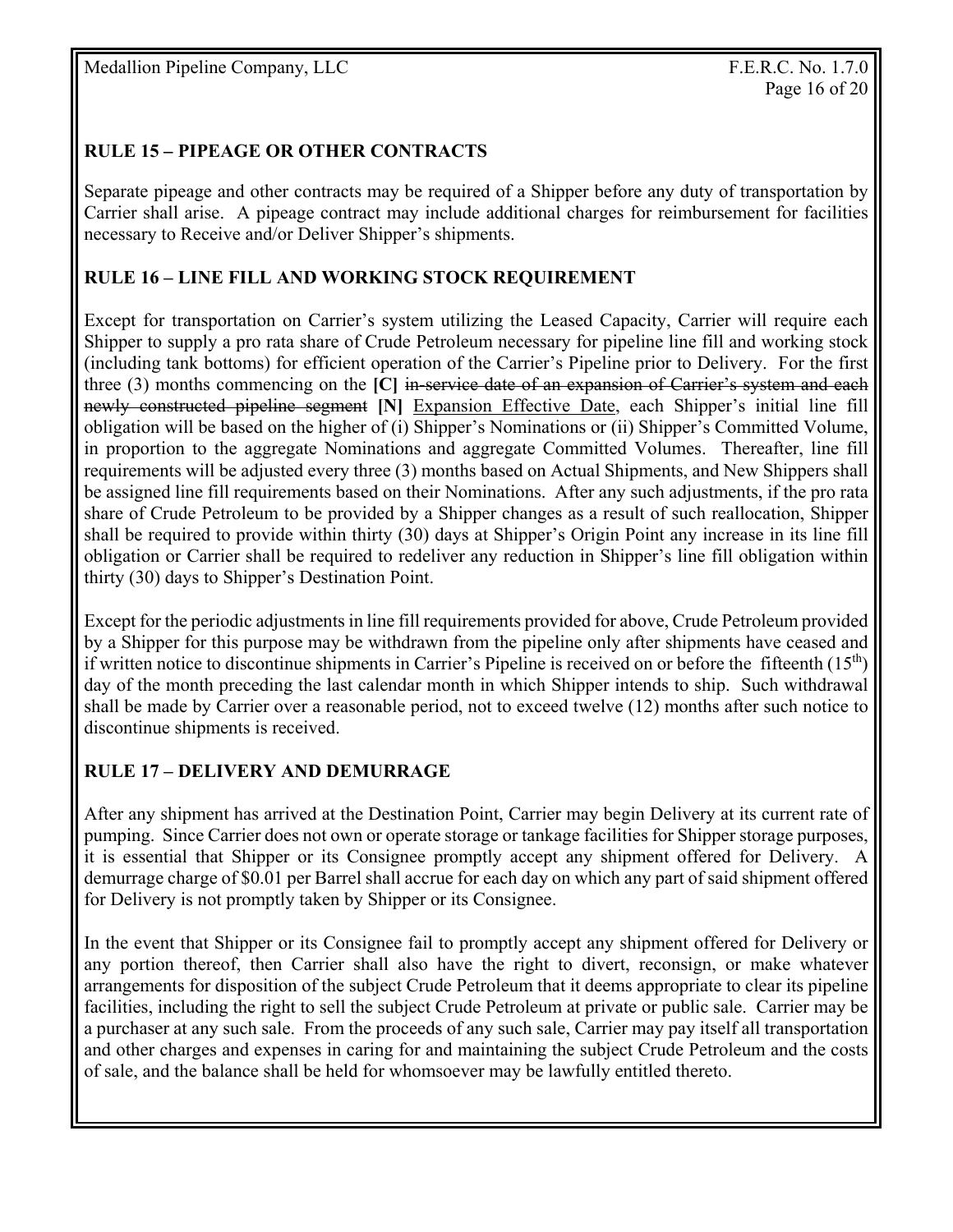## RULE 15 – PIPEAGE OR OTHER CONTRACTS

Separate pipeage and other contracts may be required of a Shipper before any duty of transportation by Carrier shall arise. A pipeage contract may include additional charges for reimbursement for facilities necessary to Receive and/or Deliver Shipper's shipments.

## RULE 16 – LINE FILL AND WORKING STOCK REQUIREMENT

Except for transportation on Carrier's system utilizing the Leased Capacity, Carrier will require each Shipper to supply a pro rata share of Crude Petroleum necessary for pipeline line fill and working stock (including tank bottoms) for efficient operation of the Carrier's Pipeline prior to Delivery. For the first three (3) months commencing on the **[C]** ~~in-service date of an expansion of Carrier's system and each newly constructed pipeline segment~~ **[N]** Expansion Effective Date, each Shipper's initial line fill obligation will be based on the higher of (i) Shipper's Nominations or (ii) Shipper's Committed Volume, in proportion to the aggregate Nominations and aggregate Committed Volumes. Thereafter, line fill requirements will be adjusted every three (3) months based on Actual Shipments, and New Shippers shall be assigned line fill requirements based on their Nominations. After any such adjustments, if the pro rata share of Crude Petroleum to be provided by a Shipper changes as a result of such reallocation, Shipper shall be required to provide within thirty (30) days at Shipper's Origin Point any increase in its line fill obligation or Carrier shall be required to redeliver any reduction in Shipper's line fill obligation within thirty (30) days to Shipper's Destination Point.

Except for the periodic adjustments in line fill requirements provided for above, Crude Petroleum provided by a Shipper for this purpose may be withdrawn from the pipeline only after shipments have ceased and if written notice to discontinue shipments in Carrier's Pipeline is received on or before the fifteenth (15th) day of the month preceding the last calendar month in which Shipper intends to ship. Such withdrawal shall be made by Carrier over a reasonable period, not to exceed twelve (12) months after such notice to discontinue shipments is received.

## RULE 17 – DELIVERY AND DEMURRAGE

After any shipment has arrived at the Destination Point, Carrier may begin Delivery at its current rate of pumping. Since Carrier does not own or operate storage or tankage facilities for Shipper storage purposes, it is essential that Shipper or its Consignee promptly accept any shipment offered for Delivery. A demurrage charge of $0.01 per Barrel shall accrue for each day on which any part of said shipment offered for Delivery is not promptly taken by Shipper or its Consignee.

In the event that Shipper or its Consignee fail to promptly accept any shipment offered for Delivery or any portion thereof, then Carrier shall also have the right to divert, reconsign, or make whatever arrangements for disposition of the subject Crude Petroleum that it deems appropriate to clear its pipeline facilities, including the right to sell the subject Crude Petroleum at private or public sale. Carrier may be a purchaser at any such sale. From the proceeds of any such sale, Carrier may pay itself all transportation and other charges and expenses in caring for and maintaining the subject Crude Petroleum and the costs of sale, and the balance shall be held for whomsoever may be lawfully entitled thereto.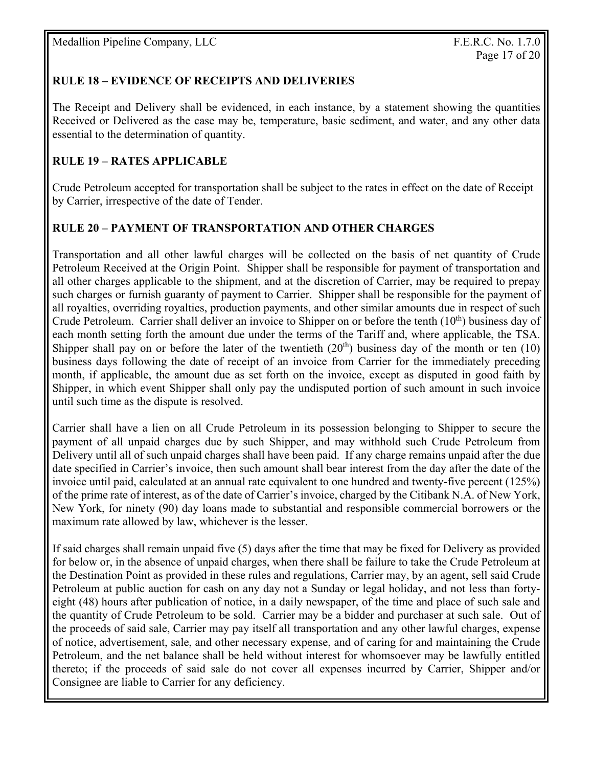## RULE 18 – EVIDENCE OF RECEIPTS AND DELIVERIES

The Receipt and Delivery shall be evidenced, in each instance, by a statement showing the quantities Received or Delivered as the case may be, temperature, basic sediment, and water, and any other data essential to the determination of quantity.

## RULE 19 – RATES APPLICABLE

Crude Petroleum accepted for transportation shall be subject to the rates in effect on the date of Receipt by Carrier, irrespective of the date of Tender.

## RULE 20 – PAYMENT OF TRANSPORTATION AND OTHER CHARGES

Transportation and all other lawful charges will be collected on the basis of net quantity of Crude Petroleum Received at the Origin Point. Shipper shall be responsible for payment of transportation and all other charges applicable to the shipment, and at the discretion of Carrier, may be required to prepay such charges or furnish guaranty of payment to Carrier. Shipper shall be responsible for the payment of all royalties, overriding royalties, production payments, and other similar amounts due in respect of such Crude Petroleum. Carrier shall deliver an invoice to Shipper on or before the tenth (10th) business day of each month setting forth the amount due under the terms of the Tariff and, where applicable, the TSA. Shipper shall pay on or before the later of the twentieth (20th) business day of the month or ten (10) business days following the date of receipt of an invoice from Carrier for the immediately preceding month, if applicable, the amount due as set forth on the invoice, except as disputed in good faith by Shipper, in which event Shipper shall only pay the undisputed portion of such amount in such invoice until such time as the dispute is resolved.

Carrier shall have a lien on all Crude Petroleum in its possession belonging to Shipper to secure the payment of all unpaid charges due by such Shipper, and may withhold such Crude Petroleum from Delivery until all of such unpaid charges shall have been paid. If any charge remains unpaid after the due date specified in Carrier's invoice, then such amount shall bear interest from the day after the date of the invoice until paid, calculated at an annual rate equivalent to one hundred and twenty-five percent (125%) of the prime rate of interest, as of the date of Carrier's invoice, charged by the Citibank N.A. of New York, New York, for ninety (90) day loans made to substantial and responsible commercial borrowers or the maximum rate allowed by law, whichever is the lesser.

If said charges shall remain unpaid five (5) days after the time that may be fixed for Delivery as provided for below or, in the absence of unpaid charges, when there shall be failure to take the Crude Petroleum at the Destination Point as provided in these rules and regulations, Carrier may, by an agent, sell said Crude Petroleum at public auction for cash on any day not a Sunday or legal holiday, and not less than forty-eight (48) hours after publication of notice, in a daily newspaper, of the time and place of such sale and the quantity of Crude Petroleum to be sold. Carrier may be a bidder and purchaser at such sale. Out of the proceeds of said sale, Carrier may pay itself all transportation and any other lawful charges, expense of notice, advertisement, sale, and other necessary expense, and of caring for and maintaining the Crude Petroleum, and the net balance shall be held without interest for whomsoever may be lawfully entitled thereto; if the proceeds of said sale do not cover all expenses incurred by Carrier, Shipper and/or Consignee are liable to Carrier for any deficiency.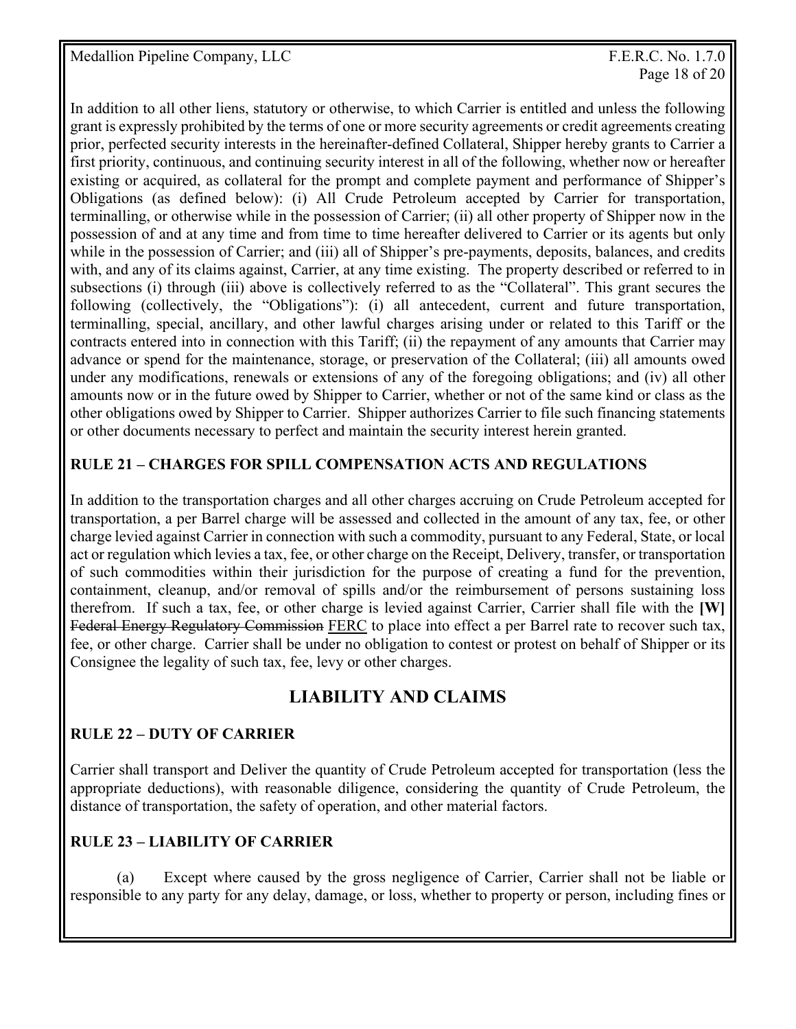In addition to all other liens, statutory or otherwise, to which Carrier is entitled and unless the following grant is expressly prohibited by the terms of one or more security agreements or credit agreements creating prior, perfected security interests in the hereinafter-defined Collateral, Shipper hereby grants to Carrier a first priority, continuous, and continuing security interest in all of the following, whether now or hereafter existing or acquired, as collateral for the prompt and complete payment and performance of Shipper's Obligations (as defined below): (i) All Crude Petroleum accepted by Carrier for transportation, terminalling, or otherwise while in the possession of Carrier; (ii) all other property of Shipper now in the possession of and at any time and from time to time hereafter delivered to Carrier or its agents but only while in the possession of Carrier; and (iii) all of Shipper's pre-payments, deposits, balances, and credits with, and any of its claims against, Carrier, at any time existing. The property described or referred to in subsections (i) through (iii) above is collectively referred to as the "Collateral". This grant secures the following (collectively, the "Obligations"): (i) all antecedent, current and future transportation, terminalling, special, ancillary, and other lawful charges arising under or related to this Tariff or the contracts entered into in connection with this Tariff; (ii) the repayment of any amounts that Carrier may advance or spend for the maintenance, storage, or preservation of the Collateral; (iii) all amounts owed under any modifications, renewals or extensions of any of the foregoing obligations; and (iv) all other amounts now or in the future owed by Shipper to Carrier, whether or not of the same kind or class as the other obligations owed by Shipper to Carrier. Shipper authorizes Carrier to file such financing statements or other documents necessary to perfect and maintain the security interest herein granted.

### RULE 21 – CHARGES FOR SPILL COMPENSATION ACTS AND REGULATIONS

In addition to the transportation charges and all other charges accruing on Crude Petroleum accepted for transportation, a per Barrel charge will be assessed and collected in the amount of any tax, fee, or other charge levied against Carrier in connection with such a commodity, pursuant to any Federal, State, or local act or regulation which levies a tax, fee, or other charge on the Receipt, Delivery, transfer, or transportation of such commodities within their jurisdiction for the purpose of creating a fund for the prevention, containment, cleanup, and/or removal of spills and/or the reimbursement of persons sustaining loss therefrom. If such a tax, fee, or other charge is levied against Carrier, Carrier shall file with the **[W]** ~~Federal Energy Regulatory Commission~~ FERC to place into effect a per Barrel rate to recover such tax, fee, or other charge. Carrier shall be under no obligation to contest or protest on behalf of Shipper or its Consignee the legality of such tax, fee, levy or other charges.

## LIABILITY AND CLAIMS

### RULE 22 – DUTY OF CARRIER

Carrier shall transport and Deliver the quantity of Crude Petroleum accepted for transportation (less the appropriate deductions), with reasonable diligence, considering the quantity of Crude Petroleum, the distance of transportation, the safety of operation, and other material factors.

### RULE 23 – LIABILITY OF CARRIER

(a) Except where caused by the gross negligence of Carrier, Carrier shall not be liable or responsible to any party for any delay, damage, or loss, whether to property or person, including fines or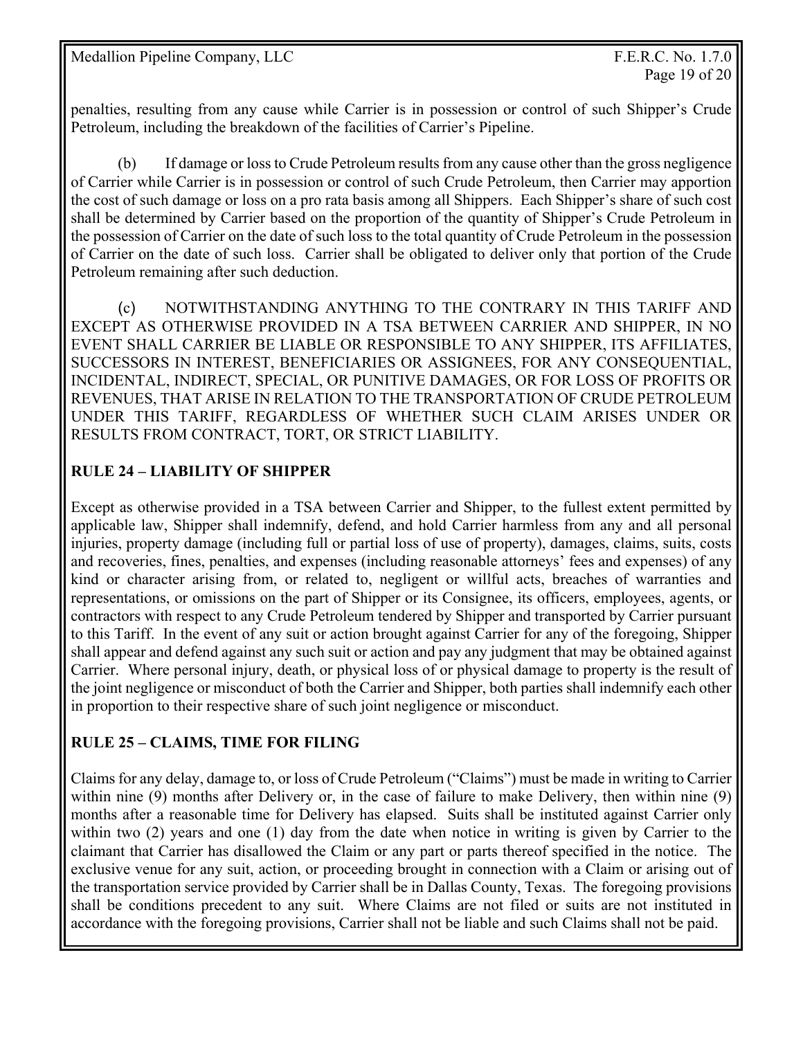penalties, resulting from any cause while Carrier is in possession or control of such Shipper's Crude Petroleum, including the breakdown of the facilities of Carrier's Pipeline.

(b) If damage or loss to Crude Petroleum results from any cause other than the gross negligence of Carrier while Carrier is in possession or control of such Crude Petroleum, then Carrier may apportion the cost of such damage or loss on a pro rata basis among all Shippers. Each Shipper's share of such cost shall be determined by Carrier based on the proportion of the quantity of Shipper's Crude Petroleum in the possession of Carrier on the date of such loss to the total quantity of Crude Petroleum in the possession of Carrier on the date of such loss. Carrier shall be obligated to deliver only that portion of the Crude Petroleum remaining after such deduction.

(c) NOTWITHSTANDING ANYTHING TO THE CONTRARY IN THIS TARIFF AND EXCEPT AS OTHERWISE PROVIDED IN A TSA BETWEEN CARRIER AND SHIPPER, IN NO EVENT SHALL CARRIER BE LIABLE OR RESPONSIBLE TO ANY SHIPPER, ITS AFFILIATES, SUCCESSORS IN INTEREST, BENEFICIARIES OR ASSIGNEES, FOR ANY CONSEQUENTIAL, INCIDENTAL, INDIRECT, SPECIAL, OR PUNITIVE DAMAGES, OR FOR LOSS OF PROFITS OR REVENUES, THAT ARISE IN RELATION TO THE TRANSPORTATION OF CRUDE PETROLEUM UNDER THIS TARIFF, REGARDLESS OF WHETHER SUCH CLAIM ARISES UNDER OR RESULTS FROM CONTRACT, TORT, OR STRICT LIABILITY.

## RULE 24 – LIABILITY OF SHIPPER

Except as otherwise provided in a TSA between Carrier and Shipper, to the fullest extent permitted by applicable law, Shipper shall indemnify, defend, and hold Carrier harmless from any and all personal injuries, property damage (including full or partial loss of use of property), damages, claims, suits, costs and recoveries, fines, penalties, and expenses (including reasonable attorneys' fees and expenses) of any kind or character arising from, or related to, negligent or willful acts, breaches of warranties and representations, or omissions on the part of Shipper or its Consignee, its officers, employees, agents, or contractors with respect to any Crude Petroleum tendered by Shipper and transported by Carrier pursuant to this Tariff. In the event of any suit or action brought against Carrier for any of the foregoing, Shipper shall appear and defend against any such suit or action and pay any judgment that may be obtained against Carrier. Where personal injury, death, or physical loss of or physical damage to property is the result of the joint negligence or misconduct of both the Carrier and Shipper, both parties shall indemnify each other in proportion to their respective share of such joint negligence or misconduct.

## RULE 25 – CLAIMS, TIME FOR FILING

Claims for any delay, damage to, or loss of Crude Petroleum ("Claims") must be made in writing to Carrier within nine (9) months after Delivery or, in the case of failure to make Delivery, then within nine (9) months after a reasonable time for Delivery has elapsed. Suits shall be instituted against Carrier only within two (2) years and one (1) day from the date when notice in writing is given by Carrier to the claimant that Carrier has disallowed the Claim or any part or parts thereof specified in the notice. The exclusive venue for any suit, action, or proceeding brought in connection with a Claim or arising out of the transportation service provided by Carrier shall be in Dallas County, Texas. The foregoing provisions shall be conditions precedent to any suit. Where Claims are not filed or suits are not instituted in accordance with the foregoing provisions, Carrier shall not be liable and such Claims shall not be paid.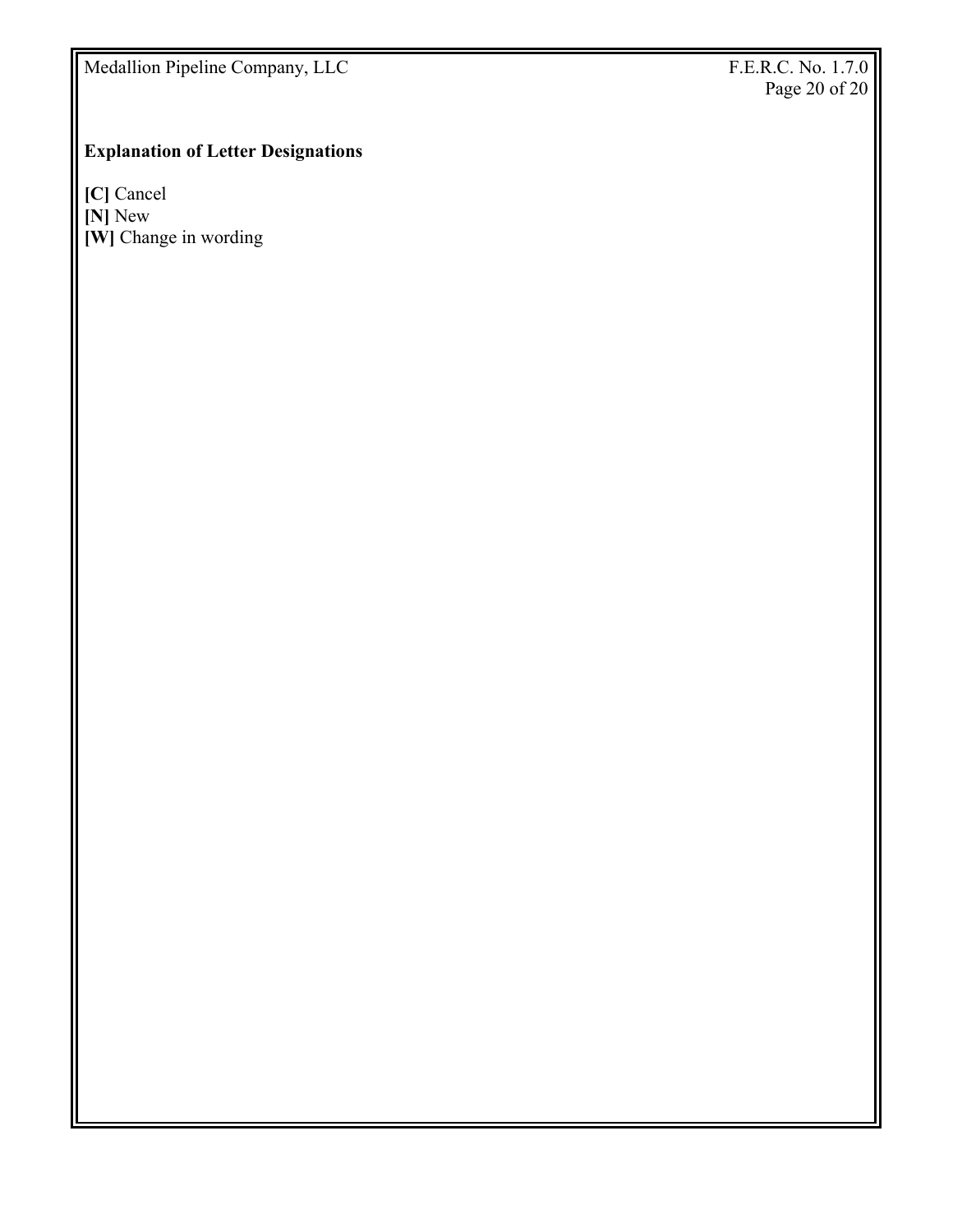**Explanation of Letter Designations**

**[C]** Cancel
**[N]** New
**[W]** Change in wording